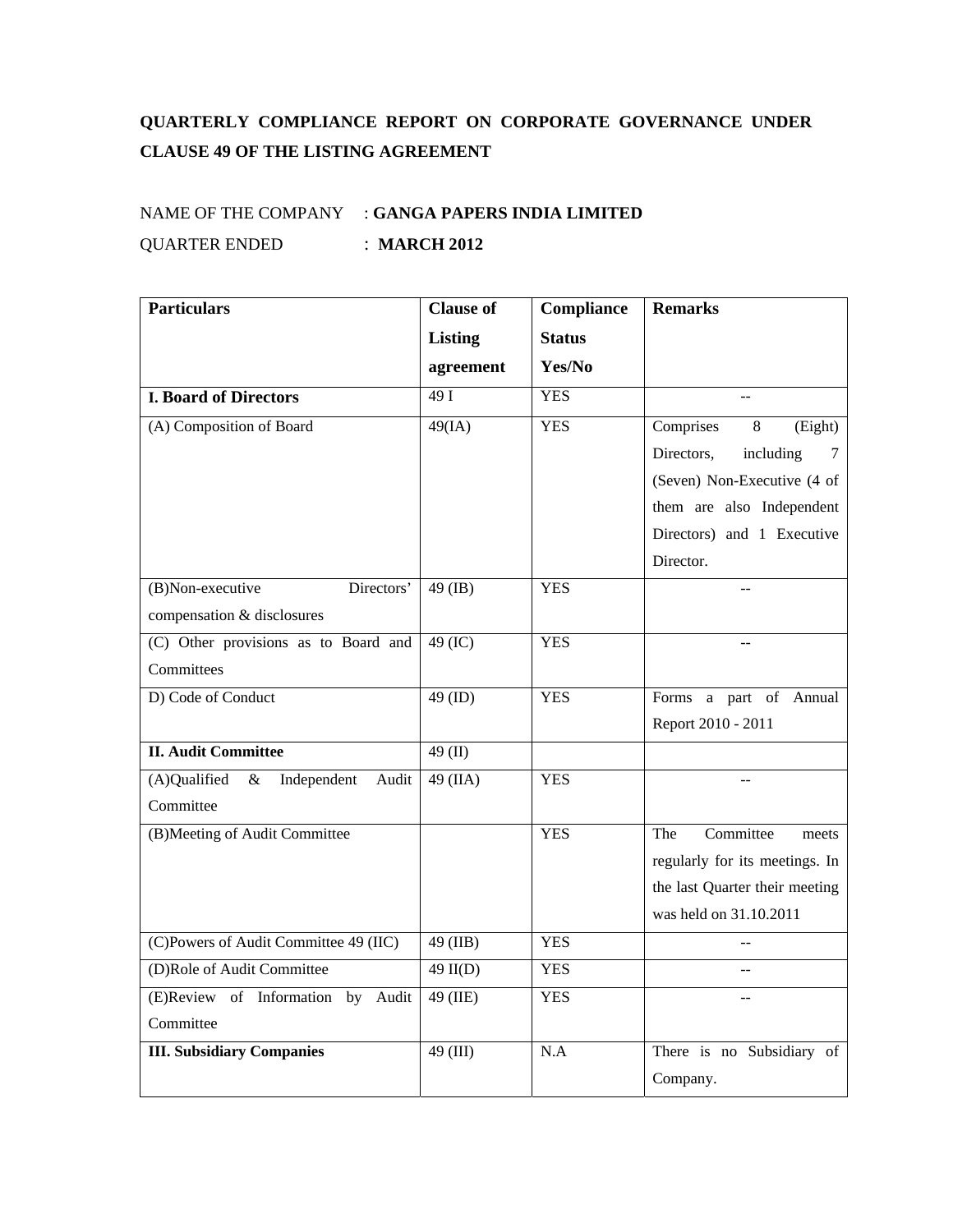**QUARTERLY COMPLIANCE REPORT ON CORPORATE GOVERNANCE UNDER CLAUSE 49 OF THE LISTING AGREEMENT**

NAME OF THE COMPANY : **GANGA PAPERS INDIA LIMITED**

QUARTER ENDED : **MARCH 2012**

| **Particulars** | **Clause of Listing agreement** | **Compliance Status Yes/No** | **Remarks** |
|---|---|---|---|
| **I. Board of Directors** | 49 I | YES | -- |
| (A) Composition of Board | 49(IA) | YES | Comprises 8 (Eight) Directors, including 7 (Seven) Non-Executive (4 of them are also Independent Directors) and 1 Executive Director. |
| (B)Non-executive Directors' compensation & disclosures | 49 (IB) | YES | -- |
| (C) Other provisions as to Board and Committees | 49 (IC) | YES | -- |
| D) Code of Conduct | 49 (ID) | YES | Forms a part of Annual Report 2010 - 2011 |
| **II. Audit Committee** | 49 (II) | | |
| (A)Qualified & Independent Audit Committee | 49 (IIA) | YES | -- |
| (B)Meeting of Audit Committee | | YES | The Committee meets regularly for its meetings. In the last Quarter their meeting was held on 31.10.2011 |
| (C)Powers of Audit Committee 49 (IIC) | 49 (IIB) | YES | -- |
| (D)Role of Audit Committee | 49 II(D) | YES | -- |
| (E)Review of Information by Audit Committee | 49 (IIE) | YES | -- |
| **III. Subsidiary Companies** | 49 (III) | N.A | There is no Subsidiary of Company. |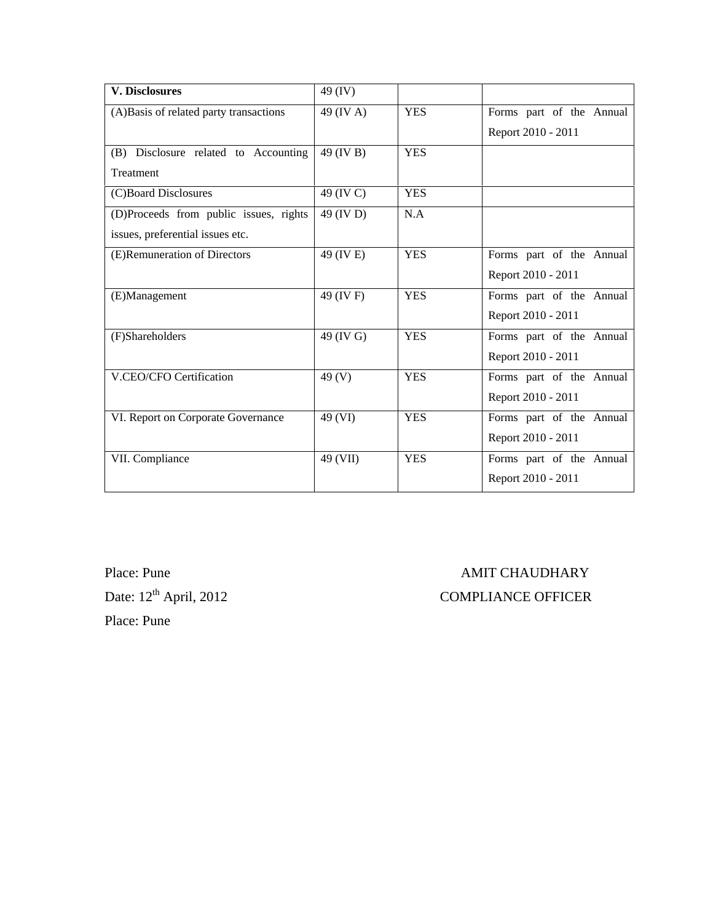| | | | |
|---|---|---|---|
| **V. Disclosures** | 49 (IV) | | |
| (A)Basis of related party transactions | 49 (IV A) | YES | Forms part of the Annual Report 2010 - 2011 |
| (B) Disclosure related to Accounting Treatment | 49 (IV B) | YES | |
| (C)Board Disclosures | 49 (IV C) | YES | |
| (D)Proceeds from public issues, rights issues, preferential issues etc. | 49 (IV D) | N.A | |
| (E)Remuneration of Directors | 49 (IV E) | YES | Forms part of the Annual Report 2010 - 2011 |
| (E)Management | 49 (IV F) | YES | Forms part of the Annual Report 2010 - 2011 |
| (F)Shareholders | 49 (IV G) | YES | Forms part of the Annual Report 2010 - 2011 |
| V.CEO/CFO Certification | 49 (V) | YES | Forms part of the Annual Report 2010 - 2011 |
| VI. Report on Corporate Governance | 49 (VI) | YES | Forms part of the Annual Report 2010 - 2011 |
| VII. Compliance | 49 (VII) | YES | Forms part of the Annual Report 2010 - 2011 |

Place: Pune

Date: 12th April, 2012

Place: Pune

AMIT CHAUDHARY

COMPLIANCE OFFICER